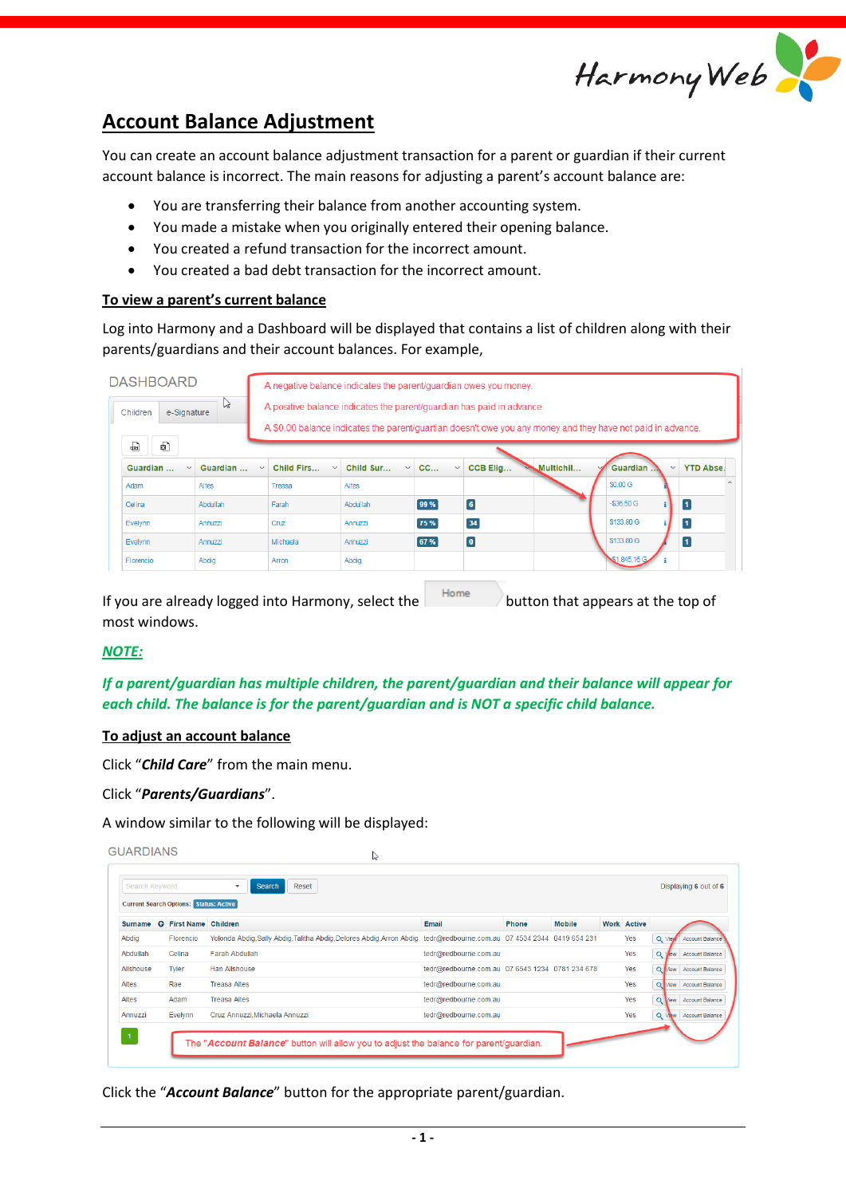# Account Balance Adjustment

You can create an account balance adjustment transaction for a parent or guardian if their current account balance is incorrect. The main reasons for adjusting a parent's account balance are:

- You are transferring their balance from another accounting system.
- You made a mistake when you originally entered their opening balance.
- You created a refund transaction for the incorrect amount.
- You created a bad debt transaction for the incorrect amount.

## To view a parent's current balance

Log into Harmony and a Dashboard will be displayed that contains a list of children along with their parents/guardians and their account balances. For example,

If you are already logged into Harmony, select the Home button that appears at the top of most windows.

***NOTE:***

***If a parent/guardian has multiple children, the parent/guardian and their balance will appear for each child. The balance is for the parent/guardian and is NOT a specific child balance.***

## To adjust an account balance

Click "***Child Care***" from the main menu.

Click "***Parents/Guardians***".

A window similar to the following will be displayed:

Click the "***Account Balance***" button for the appropriate parent/guardian.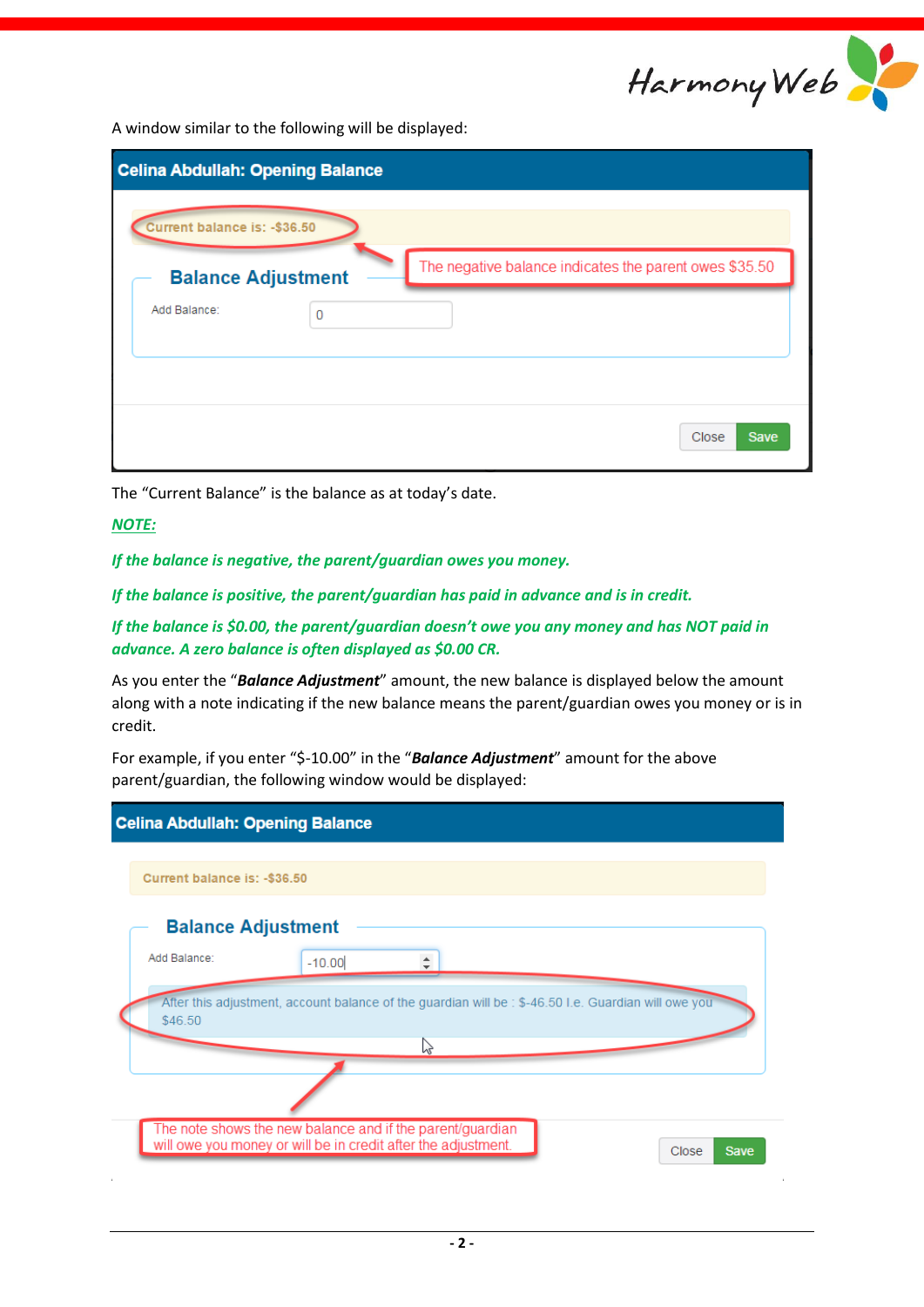A window similar to the following will be displayed:

The "Current Balance" is the balance as at today's date.

***NOTE:***

***If the balance is negative, the parent/guardian owes you money.***

***If the balance is positive, the parent/guardian has paid in advance and is in credit.***

***If the balance is $0.00, the parent/guardian doesn't owe you any money and has NOT paid in advance. A zero balance is often displayed as $0.00 CR.***

As you enter the "***Balance Adjustment***" amount, the new balance is displayed below the amount along with a note indicating if the new balance means the parent/guardian owes you money or is in credit.

For example, if you enter "$-10.00" in the "***Balance Adjustment***" amount for the above parent/guardian, the following window would be displayed: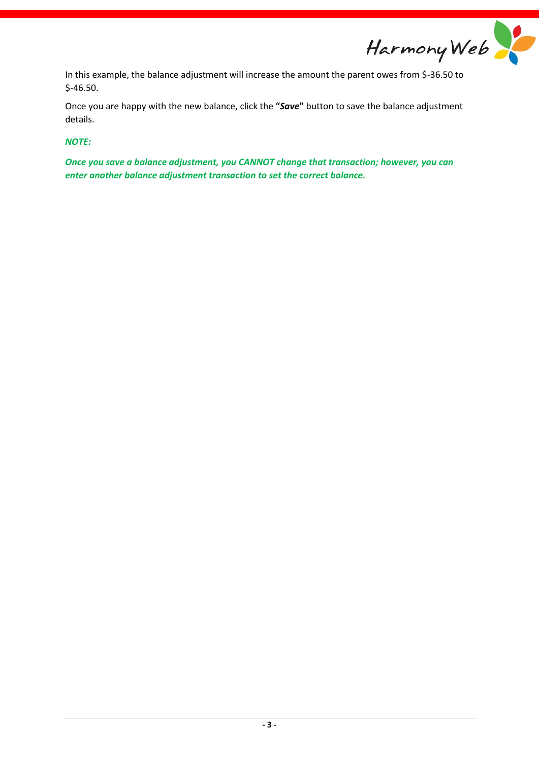In this example, the balance adjustment will increase the amount the parent owes from $-36.50 to $-46.50.

Once you are happy with the new balance, click the ***"Save"*** button to save the balance adjustment details.

***NOTE:***

***Once you save a balance adjustment, you CANNOT change that transaction; however, you can enter another balance adjustment transaction to set the correct balance.***